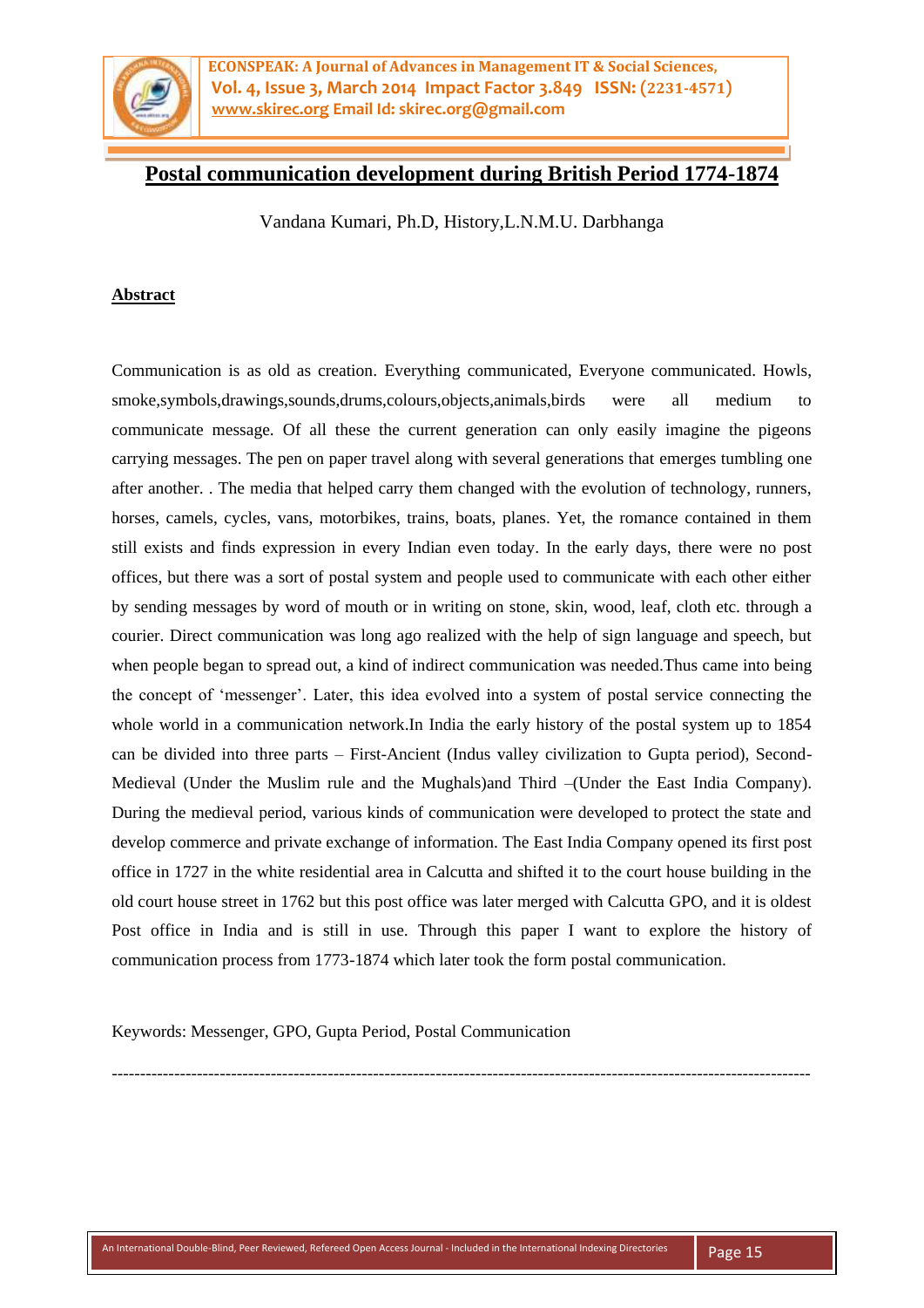# Postal communication development during British Period 1774-1874

Vandana Kumari, Ph.D, History,L.N.M.U. Darbhanga

## Abstract

Communication is as old as creation. Everything communicated, Everyone communicated. Howls, smoke,symbols,drawings,sounds,drums,colours,objects,animals,birds were all medium to communicate message. Of all these the current generation can only easily imagine the pigeons carrying messages. The pen on paper travel along with several generations that emerges tumbling one after another. . The media that helped carry them changed with the evolution of technology, runners, horses, camels, cycles, vans, motorbikes, trains, boats, planes. Yet, the romance contained in them still exists and finds expression in every Indian even today. In the early days, there were no post offices, but there was a sort of postal system and people used to communicate with each other either by sending messages by word of mouth or in writing on stone, skin, wood, leaf, cloth etc. through a courier. Direct communication was long ago realized with the help of sign language and speech, but when people began to spread out, a kind of indirect communication was needed.Thus came into being the concept of 'messenger'. Later, this idea evolved into a system of postal service connecting the whole world in a communication network.In India the early history of the postal system up to 1854 can be divided into three parts – First-Ancient (Indus valley civilization to Gupta period), Second-Medieval (Under the Muslim rule and the Mughals)and Third –(Under the East India Company). During the medieval period, various kinds of communication were developed to protect the state and develop commerce and private exchange of information. The East India Company opened its first post office in 1727 in the white residential area in Calcutta and shifted it to the court house building in the old court house street in 1762 but this post office was later merged with Calcutta GPO, and it is oldest Post office in India and is still in use. Through this paper I want to explore the history of communication process from 1773-1874 which later took the form postal communication.

Keywords: Messenger, GPO, Gupta Period, Postal Communication

---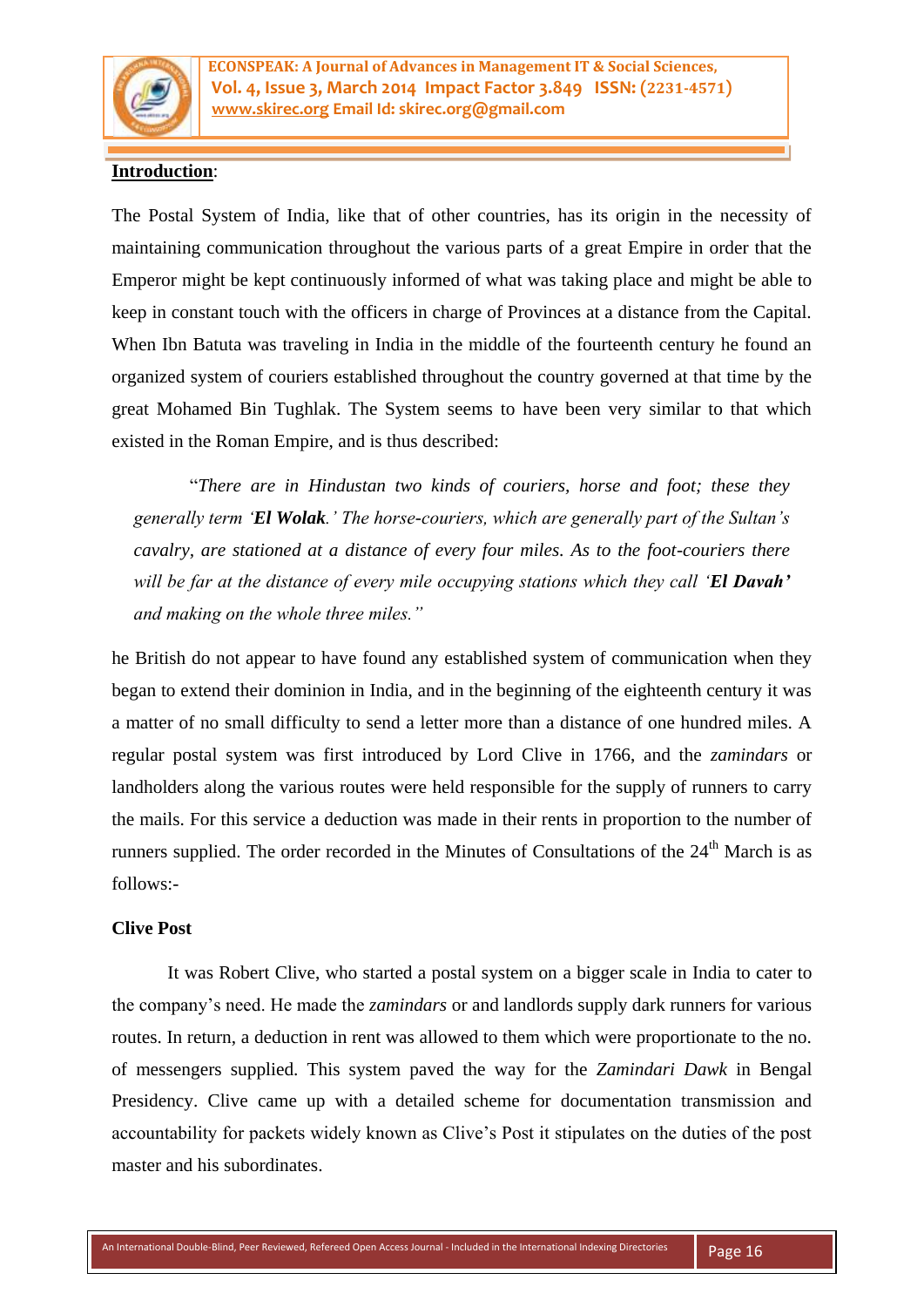**Introduction**:

The Postal System of India, like that of other countries, has its origin in the necessity of maintaining communication throughout the various parts of a great Empire in order that the Emperor might be kept continuously informed of what was taking place and might be able to keep in constant touch with the officers in charge of Provinces at a distance from the Capital. When Ibn Batuta was traveling in India in the middle of the fourteenth century he found an organized system of couriers established throughout the country governed at that time by the great Mohamed Bin Tughlak. The System seems to have been very similar to that which existed in the Roman Empire, and is thus described:

> "*There are in Hindustan two kinds of couriers, horse and foot; these they generally term '**El Wolak**.' The horse-couriers, which are generally part of the Sultan's cavalry, are stationed at a distance of every four miles. As to the foot-couriers there will be far at the distance of every mile occupying stations which they call '**El Davah'** and making on the whole three miles."*

he British do not appear to have found any established system of communication when they began to extend their dominion in India, and in the beginning of the eighteenth century it was a matter of no small difficulty to send a letter more than a distance of one hundred miles. A regular postal system was first introduced by Lord Clive in 1766, and the *zamindars* or landholders along the various routes were held responsible for the supply of runners to carry the mails. For this service a deduction was made in their rents in proportion to the number of runners supplied. The order recorded in the Minutes of Consultations of the 24th March is as follows:-

**Clive Post**

It was Robert Clive, who started a postal system on a bigger scale in India to cater to the company's need. He made the *zamindars* or and landlords supply dark runners for various routes. In return, a deduction in rent was allowed to them which were proportionate to the no. of messengers supplied. This system paved the way for the *Zamindari Dawk* in Bengal Presidency. Clive came up with a detailed scheme for documentation transmission and accountability for packets widely known as Clive's Post it stipulates on the duties of the post master and his subordinates.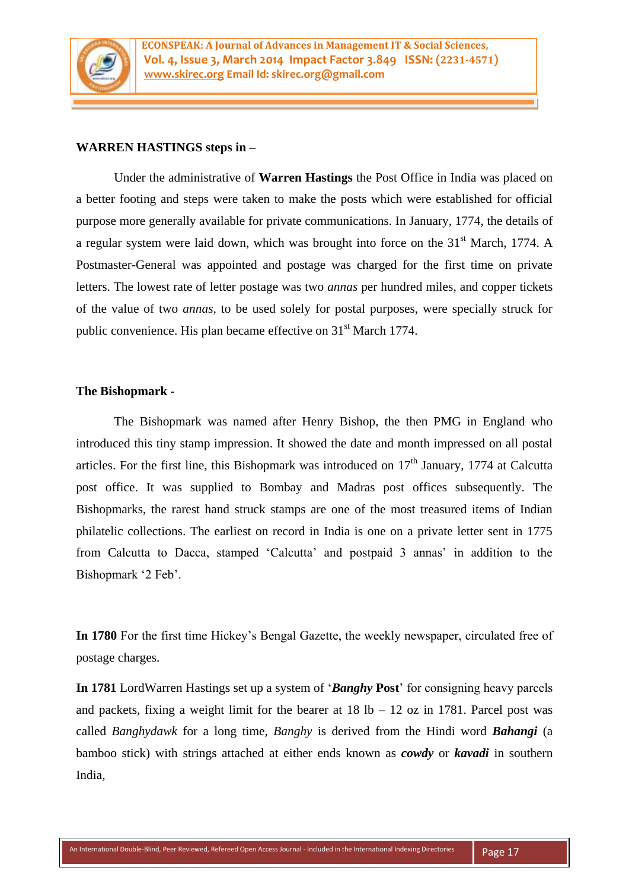**WARREN HASTINGS steps in –**

Under the administrative of **Warren Hastings** the Post Office in India was placed on a better footing and steps were taken to make the posts which were established for official purpose more generally available for private communications. In January, 1774, the details of a regular system were laid down, which was brought into force on the 31st March, 1774. A Postmaster-General was appointed and postage was charged for the first time on private letters. The lowest rate of letter postage was two *annas* per hundred miles, and copper tickets of the value of two *annas*, to be used solely for postal purposes, were specially struck for public convenience. His plan became effective on 31st March 1774.

**The Bishopmark -**

The Bishopmark was named after Henry Bishop, the then PMG in England who introduced this tiny stamp impression. It showed the date and month impressed on all postal articles. For the first line, this Bishopmark was introduced on 17th January, 1774 at Calcutta post office. It was supplied to Bombay and Madras post offices subsequently. The Bishopmarks, the rarest hand struck stamps are one of the most treasured items of Indian philatelic collections. The earliest on record in India is one on a private letter sent in 1775 from Calcutta to Dacca, stamped 'Calcutta' and postpaid 3 annas' in addition to the Bishopmark '2 Feb'.

**In 1780** For the first time Hickey's Bengal Gazette, the weekly newspaper, circulated free of postage charges.

**In 1781** LordWarren Hastings set up a system of '***Banghy*** **Post**' for consigning heavy parcels and packets, fixing a weight limit for the bearer at 18 lb – 12 oz in 1781. Parcel post was called *Banghydawk* for a long time, *Banghy* is derived from the Hindi word ***Bahangi*** (a bamboo stick) with strings attached at either ends known as ***cowdy*** or ***kavadi*** in southern India,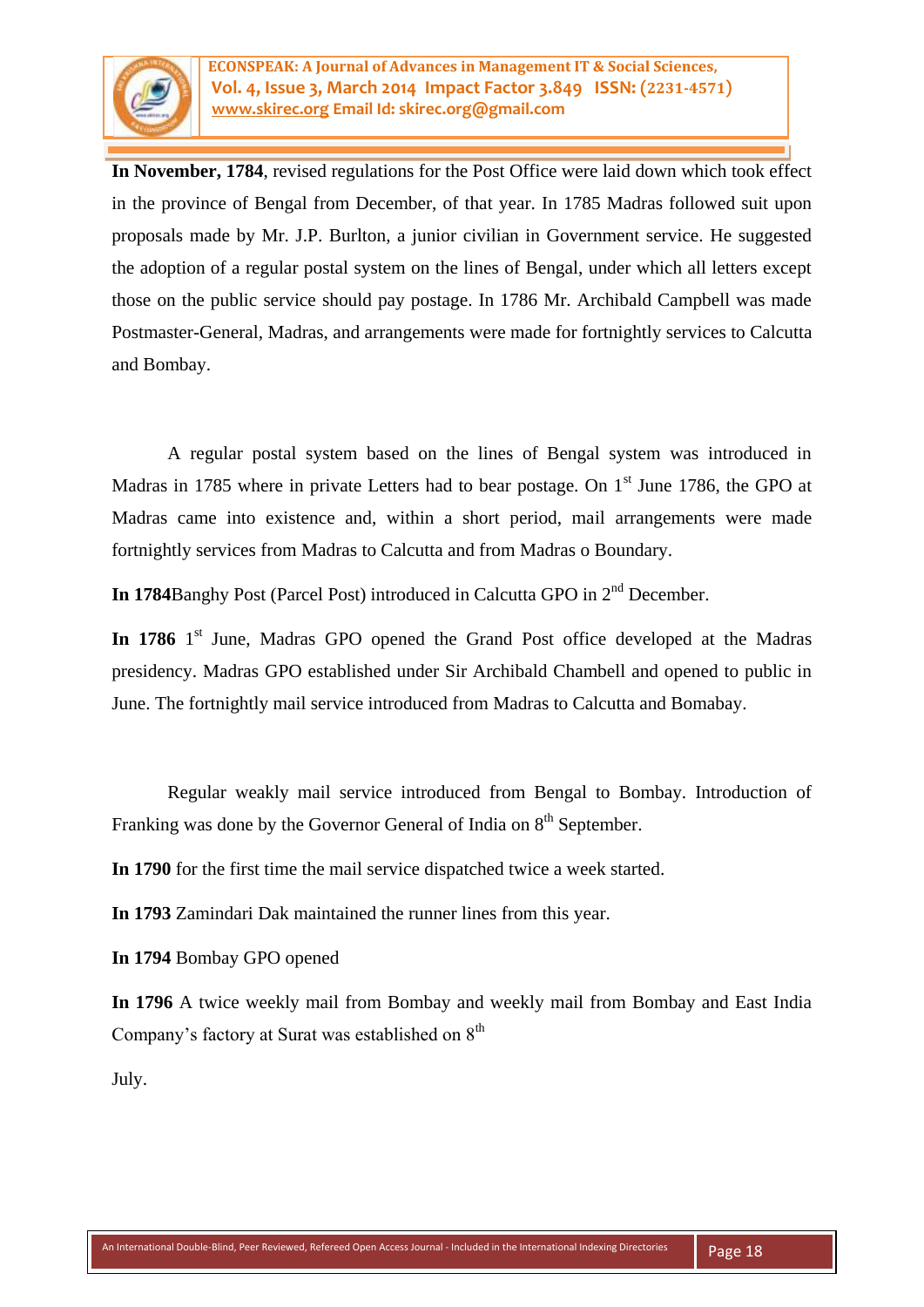**In November, 1784**, revised regulations for the Post Office were laid down which took effect in the province of Bengal from December, of that year. In 1785 Madras followed suit upon proposals made by Mr. J.P. Burlton, a junior civilian in Government service. He suggested the adoption of a regular postal system on the lines of Bengal, under which all letters except those on the public service should pay postage. In 1786 Mr. Archibald Campbell was made Postmaster-General, Madras, and arrangements were made for fortnightly services to Calcutta and Bombay.

A regular postal system based on the lines of Bengal system was introduced in Madras in 1785 where in private Letters had to bear postage. On 1st June 1786, the GPO at Madras came into existence and, within a short period, mail arrangements were made fortnightly services from Madras to Calcutta and from Madras o Boundary.

**In 1784**Banghy Post (Parcel Post) introduced in Calcutta GPO in 2nd December.

**In 1786** 1st June, Madras GPO opened the Grand Post office developed at the Madras presidency. Madras GPO established under Sir Archibald Chambell and opened to public in June. The fortnightly mail service introduced from Madras to Calcutta and Bomabay.

Regular weakly mail service introduced from Bengal to Bombay. Introduction of Franking was done by the Governor General of India on 8th September.

**In 1790** for the first time the mail service dispatched twice a week started.

**In 1793** Zamindari Dak maintained the runner lines from this year.

**In 1794** Bombay GPO opened

**In 1796** A twice weekly mail from Bombay and weekly mail from Bombay and East India Company's factory at Surat was established on 8th

July.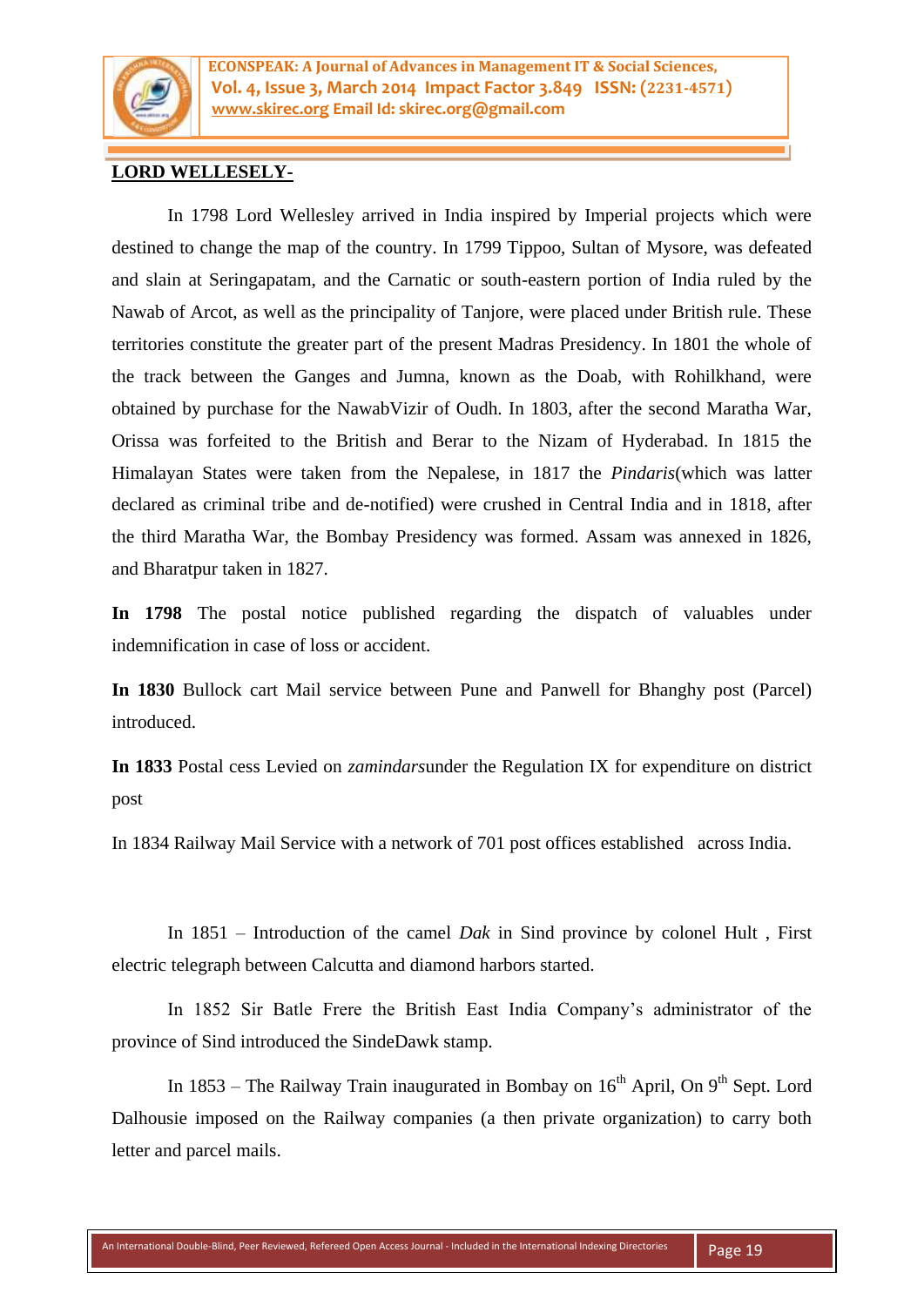**LORD WELLESELY-**

In 1798 Lord Wellesley arrived in India inspired by Imperial projects which were destined to change the map of the country. In 1799 Tippoo, Sultan of Mysore, was defeated and slain at Seringapatam, and the Carnatic or south-eastern portion of India ruled by the Nawab of Arcot, as well as the principality of Tanjore, were placed under British rule. These territories constitute the greater part of the present Madras Presidency. In 1801 the whole of the track between the Ganges and Jumna, known as the Doab, with Rohilkhand, were obtained by purchase for the NawabVizir of Oudh. In 1803, after the second Maratha War, Orissa was forfeited to the British and Berar to the Nizam of Hyderabad. In 1815 the Himalayan States were taken from the Nepalese, in 1817 the *Pindaris*(which was latter declared as criminal tribe and de-notified) were crushed in Central India and in 1818, after the third Maratha War, the Bombay Presidency was formed. Assam was annexed in 1826, and Bharatpur taken in 1827.

**In 1798** The postal notice published regarding the dispatch of valuables under indemnification in case of loss or accident.

**In 1830** Bullock cart Mail service between Pune and Panwell for Bhanghy post (Parcel) introduced.

**In 1833** Postal cess Levied on *zamindars*under the Regulation IX for expenditure on district post

In 1834 Railway Mail Service with a network of 701 post offices established across India.

In 1851 – Introduction of the camel *Dak* in Sind province by colonel Hult , First electric telegraph between Calcutta and diamond harbors started.

In 1852 Sir Batle Frere the British East India Company's administrator of the province of Sind introduced the SindeDawk stamp.

In 1853 – The Railway Train inaugurated in Bombay on 16th April, On 9th Sept. Lord Dalhousie imposed on the Railway companies (a then private organization) to carry both letter and parcel mails.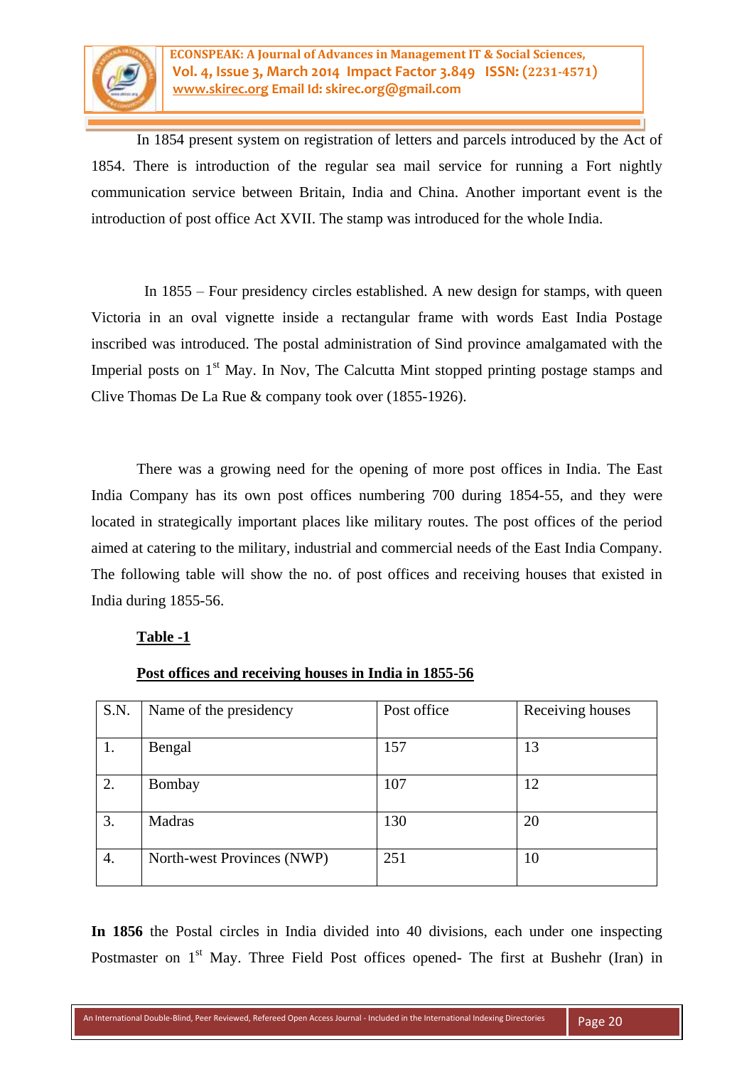In 1854 present system on registration of letters and parcels introduced by the Act of 1854. There is introduction of the regular sea mail service for running a Fort nightly communication service between Britain, India and China. Another important event is the introduction of post office Act XVII. The stamp was introduced for the whole India.

In 1855 – Four presidency circles established. A new design for stamps, with queen Victoria in an oval vignette inside a rectangular frame with words East India Postage inscribed was introduced. The postal administration of Sind province amalgamated with the Imperial posts on 1st May. In Nov, The Calcutta Mint stopped printing postage stamps and Clive Thomas De La Rue & company took over (1855-1926).

There was a growing need for the opening of more post offices in India. The East India Company has its own post offices numbering 700 during 1854-55, and they were located in strategically important places like military routes. The post offices of the period aimed at catering to the military, industrial and commercial needs of the East India Company. The following table will show the no. of post offices and receiving houses that existed in India during 1855-56.

**Table -1**

**Post offices and receiving houses in India in 1855-56**

| S.N. | Name of the presidency | Post office | Receiving houses |
|---|---|---|---|
| 1. | Bengal | 157 | 13 |
| 2. | Bombay | 107 | 12 |
| 3. | Madras | 130 | 20 |
| 4. | North-west Provinces (NWP) | 251 | 10 |

**In 1856** the Postal circles in India divided into 40 divisions, each under one inspecting Postmaster on 1st May. Three Field Post offices opened- The first at Bushehr (Iran) in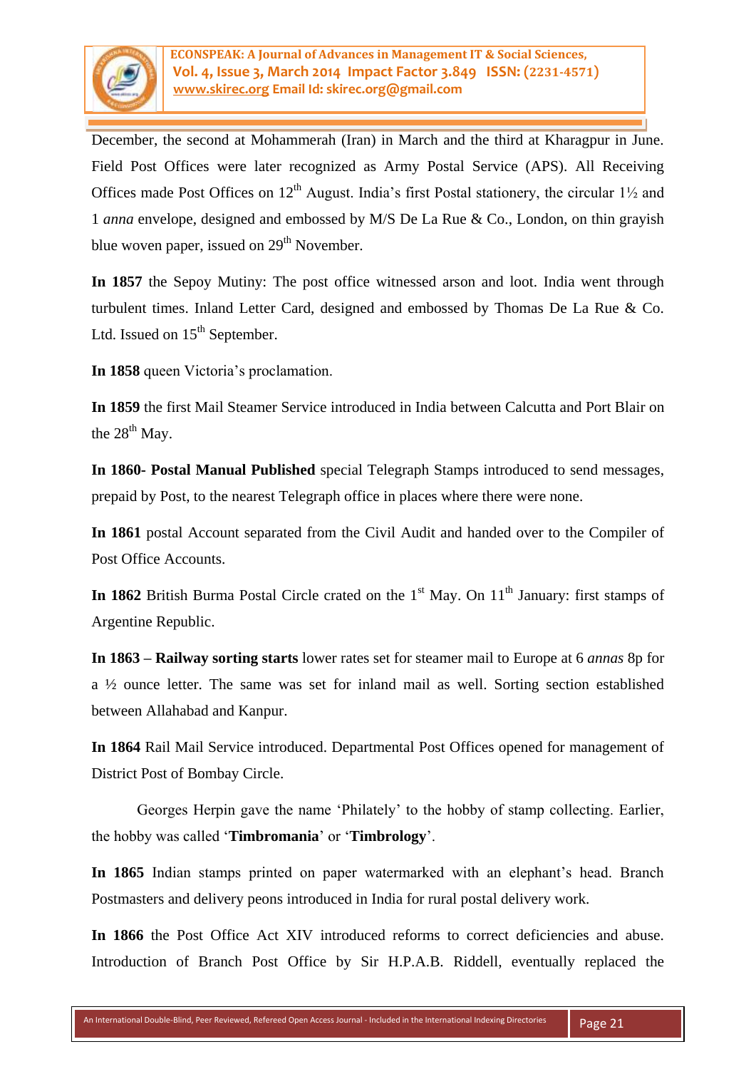December, the second at Mohammerah (Iran) in March and the third at Kharagpur in June. Field Post Offices were later recognized as Army Postal Service (APS). All Receiving Offices made Post Offices on 12th August. India's first Postal stationery, the circular 1½ and 1 *anna* envelope, designed and embossed by M/S De La Rue & Co., London, on thin grayish blue woven paper, issued on 29th November.

**In 1857** the Sepoy Mutiny: The post office witnessed arson and loot. India went through turbulent times. Inland Letter Card, designed and embossed by Thomas De La Rue & Co. Ltd. Issued on 15th September.

**In 1858** queen Victoria's proclamation.

**In 1859** the first Mail Steamer Service introduced in India between Calcutta and Port Blair on the 28th May.

**In 1860- Postal Manual Published** special Telegraph Stamps introduced to send messages, prepaid by Post, to the nearest Telegraph office in places where there were none.

**In 1861** postal Account separated from the Civil Audit and handed over to the Compiler of Post Office Accounts.

**In 1862** British Burma Postal Circle crated on the 1st May. On 11th January: first stamps of Argentine Republic.

**In 1863 – Railway sorting starts** lower rates set for steamer mail to Europe at 6 *annas* 8p for a ½ ounce letter. The same was set for inland mail as well. Sorting section established between Allahabad and Kanpur.

**In 1864** Rail Mail Service introduced. Departmental Post Offices opened for management of District Post of Bombay Circle.

Georges Herpin gave the name 'Philately' to the hobby of stamp collecting. Earlier, the hobby was called '**Timbromania**' or '**Timbrology**'.

**In 1865** Indian stamps printed on paper watermarked with an elephant's head. Branch Postmasters and delivery peons introduced in India for rural postal delivery work.

**In 1866** the Post Office Act XIV introduced reforms to correct deficiencies and abuse. Introduction of Branch Post Office by Sir H.P.A.B. Riddell, eventually replaced the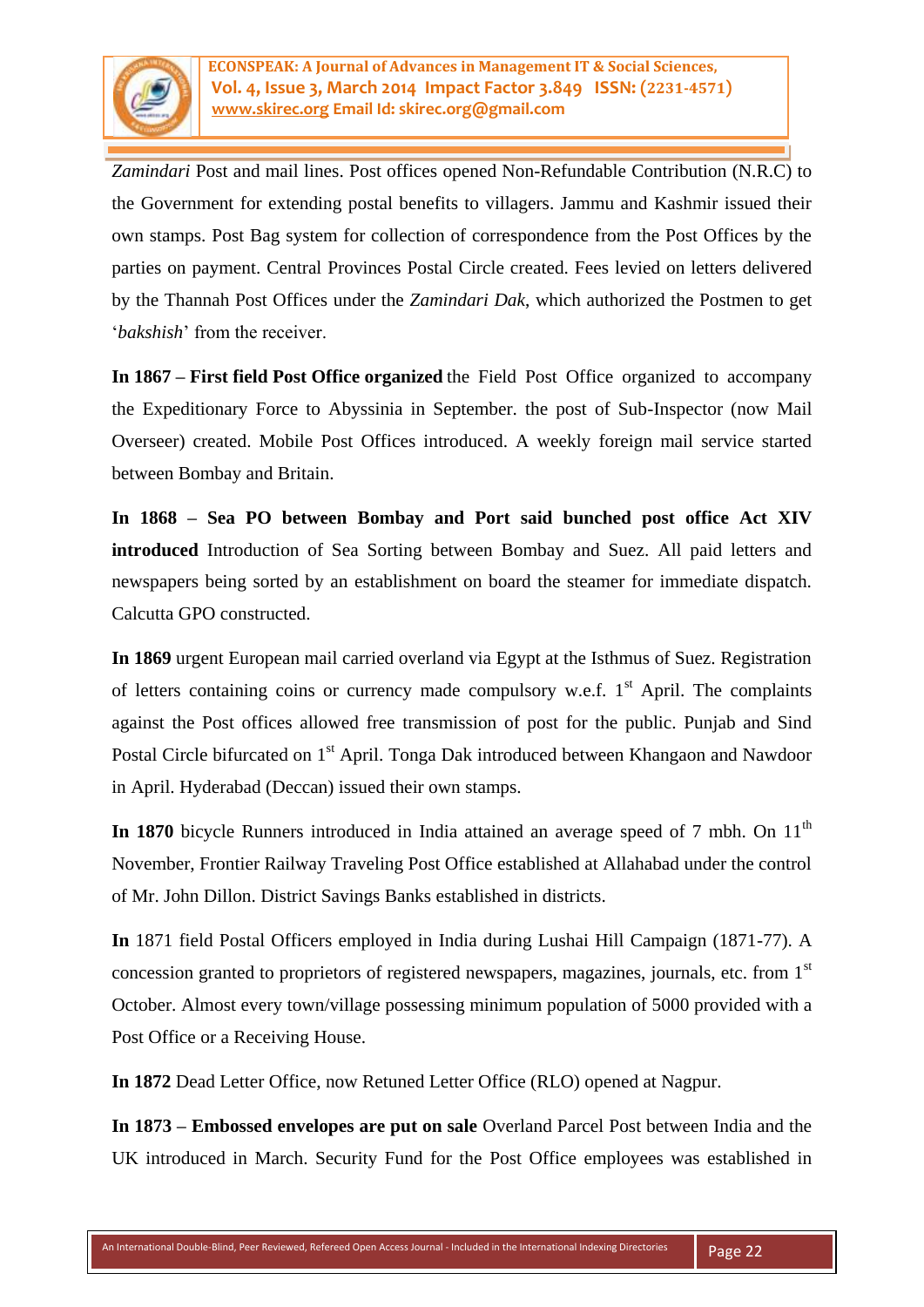*Zamindari* Post and mail lines. Post offices opened Non-Refundable Contribution (N.R.C) to the Government for extending postal benefits to villagers. Jammu and Kashmir issued their own stamps. Post Bag system for collection of correspondence from the Post Offices by the parties on payment. Central Provinces Postal Circle created. Fees levied on letters delivered by the Thannah Post Offices under the *Zamindari Dak*, which authorized the Postmen to get '*bakshish*' from the receiver.

**In 1867 – First field Post Office organized** the Field Post Office organized to accompany the Expeditionary Force to Abyssinia in September. the post of Sub-Inspector (now Mail Overseer) created. Mobile Post Offices introduced. A weekly foreign mail service started between Bombay and Britain.

**In 1868 – Sea PO between Bombay and Port said bunched post office Act XIV introduced** Introduction of Sea Sorting between Bombay and Suez. All paid letters and newspapers being sorted by an establishment on board the steamer for immediate dispatch. Calcutta GPO constructed.

**In 1869** urgent European mail carried overland via Egypt at the Isthmus of Suez. Registration of letters containing coins or currency made compulsory w.e.f. 1st April. The complaints against the Post offices allowed free transmission of post for the public. Punjab and Sind Postal Circle bifurcated on 1st April. Tonga Dak introduced between Khangaon and Nawdoor in April. Hyderabad (Deccan) issued their own stamps.

**In 1870** bicycle Runners introduced in India attained an average speed of 7 mbh. On 11th November, Frontier Railway Traveling Post Office established at Allahabad under the control of Mr. John Dillon. District Savings Banks established in districts.

**In** 1871 field Postal Officers employed in India during Lushai Hill Campaign (1871-77). A concession granted to proprietors of registered newspapers, magazines, journals, etc. from 1st October. Almost every town/village possessing minimum population of 5000 provided with a Post Office or a Receiving House.

**In 1872** Dead Letter Office, now Retuned Letter Office (RLO) opened at Nagpur.

**In 1873 – Embossed envelopes are put on sale** Overland Parcel Post between India and the UK introduced in March. Security Fund for the Post Office employees was established in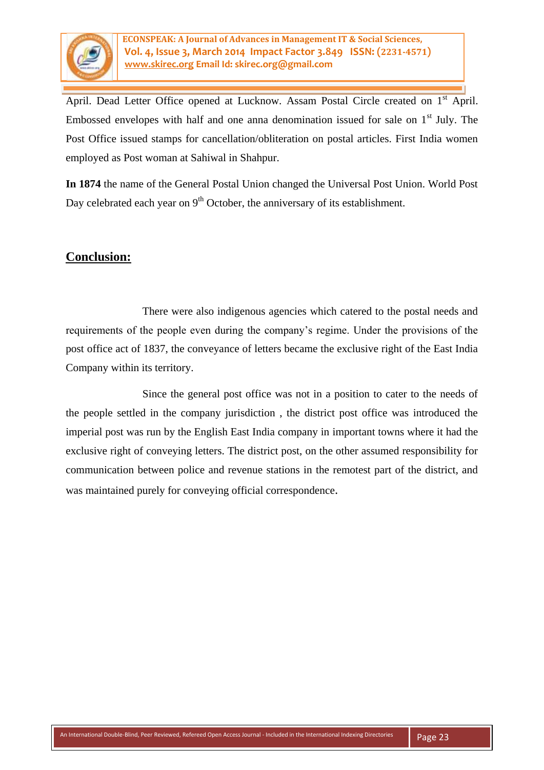April. Dead Letter Office opened at Lucknow. Assam Postal Circle created on 1st April. Embossed envelopes with half and one anna denomination issued for sale on 1st July. The Post Office issued stamps for cancellation/obliteration on postal articles. First India women employed as Post woman at Sahiwal in Shahpur.

**In 1874** the name of the General Postal Union changed the Universal Post Union. World Post Day celebrated each year on 9th October, the anniversary of its establishment.

## Conclusion:

There were also indigenous agencies which catered to the postal needs and requirements of the people even during the company's regime. Under the provisions of the post office act of 1837, the conveyance of letters became the exclusive right of the East India Company within its territory.

Since the general post office was not in a position to cater to the needs of the people settled in the company jurisdiction , the district post office was introduced the imperial post was run by the English East India company in important towns where it had the exclusive right of conveying letters. The district post, on the other assumed responsibility for communication between police and revenue stations in the remotest part of the district, and was maintained purely for conveying official correspondence.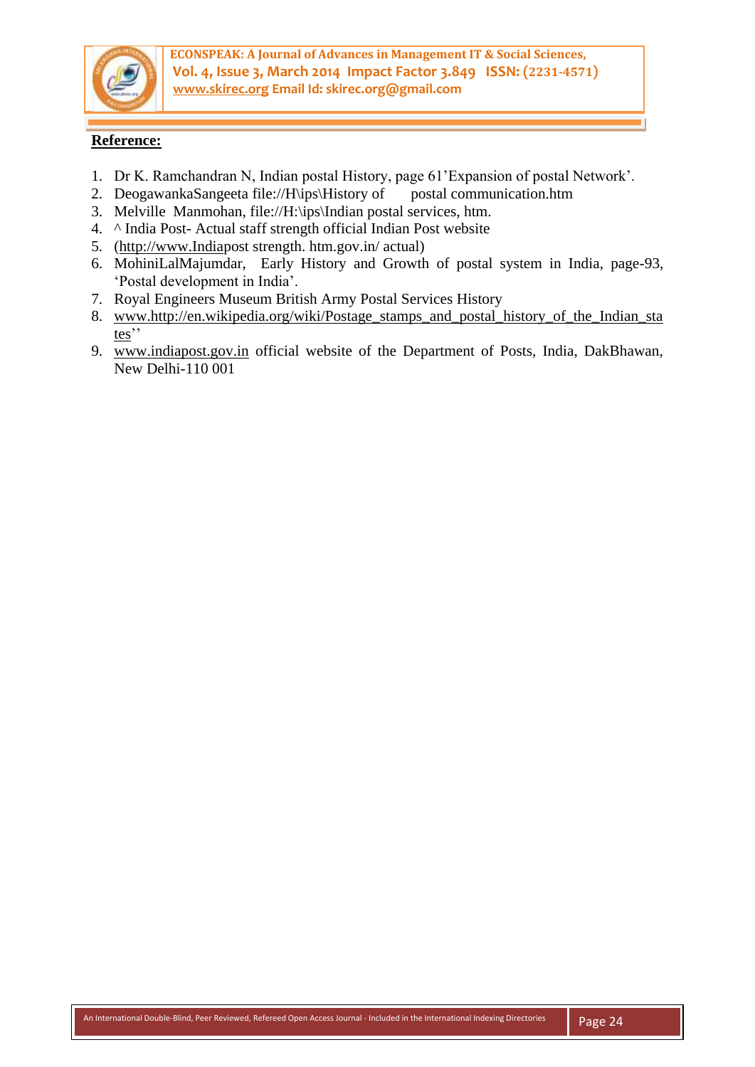## Reference:

1. Dr K. Ramchandran N, Indian postal History, page 61'Expansion of postal Network'.
2. DeogawankaSangeeta file://H\ips\History of postal communication.htm
3. Melville Manmohan, file://H:\ips\Indian postal services, htm.
4. ^ India Post- Actual staff strength official Indian Post website
5. (http://www.Indiapost strength. htm.gov.in/ actual)
6. MohiniLalMajumdar, Early History and Growth of postal system in India, page-93, 'Postal development in India'.
7. Royal Engineers Museum British Army Postal Services History
8. www.http://en.wikipedia.org/wiki/Postage_stamps_and_postal_history_of_the_Indian_states''
9. www.indiapost.gov.in official website of the Department of Posts, India, DakBhawan, New Delhi-110 001